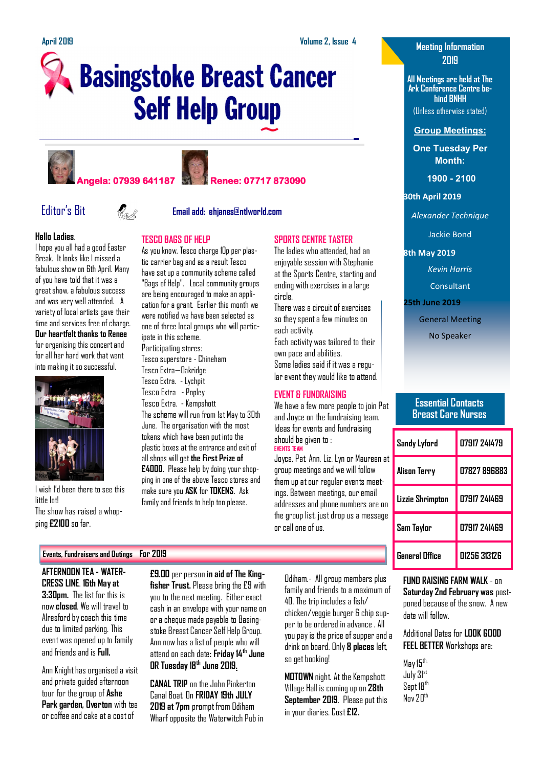April 2019 — Volume 2, Issue 4

# Basingstoke Breast Cancer Self Help Group

**Angela: 07939 641187** **Renee: 07717 873090**

## Editor's Bit

**Email add: ehjanes@ntlworld.com**

**Hello Ladies.**

I hope you all had a good Easter Break. It looks like I missed a fabulous show on 6th April. Many of you have told that it was a great show, a fabulous success and was very well attended. A variety of local artists gave their time and services free of charge. **Our heartfelt thanks to Renee** for organising this concert and for all her hard work that went into making it so successful.

I wish I'd been there to see this little lot!

The show has raised a whopping **£2100** so far.

### TESCO BAGS OF HELP

As you know, Tesco charge 10p per plastic carrier bag and as a result Tesco have set up a community scheme called "Bags of Help". Local community groups are being encouraged to make an application for a grant. Earlier this month we were notified we have been selected as one of three local groups who will participate in this scheme.

Participating stores:

Tesco superstore - Chineham

Tesco Extra—Oakridge

Tesco Extra. - Lychpit

Tesco Extra - Popley

Tesco Extra. - Kempshott

The scheme will run from 1st May to 30th June. The organisation with the most tokens which have been put into the plastic boxes at the entrance and exit of all shops will get **the First Prize of £4000.** Please help by doing your shopping in one of the above Tesco stores and make sure you **ASK** for **TOKENS**. Ask family and friends to help too please.

### SPORTS CENTRE TASTER

The ladies who attended, had an enjoyable session with Stephanie at the Sports Centre, starting and ending with exercises in a large circle.

There was a circuit of exercises so they spent a few minutes on each activity.

Each activity was tailored to their own pace and abilities.

Some ladies said if it was a regular event they would like to attend.

### EVENT & FUNDRAISING

We have a few more people to join Pat and Joyce on the fundraising team. Ideas for events and fundraising should be given to :

EVENTS TEAM

Joyce, Pat, Ann, Liz, Lyn or Maureen at group meetings and we will follow them up at our regular events meetings. Between meetings, our email addresses and phone numbers are on the group list, just drop us a message or call one of us.

## Meeting Information 2019

**All Meetings are held at The Ark Conference Centre behind BNHH**

(Unless otherwise stated)

**Group Meetings:**

**One Tuesday Per Month:**

**1900 - 2100**

**30th April 2019**

*Alexander Technique*

Jackie Bond

**8th May 2019**

*Kevin Harris*

Consultant

**25th June 2019**

General Meeting

No Speaker

## Essential Contacts Breast Care Nurses

| Sandy Lyford | 07917 241479 |
|---|---|
| Alison Terry | 07827 896883 |
| Lizzie Shrimpton | 07917 241469 |
| Sam Taylor | 07917 241469 |
| General Office | 01256 313126 |

## Events, Fundraisers and Outings For 2019

**AFTERNOON TEA - WATERCRESS LINE. 16th May at 3:30pm.** The list for this is now **closed**. We will travel to Alresford by coach this time due to limited parking. This event was opened up to family and friends and is **Full.**

Ann Knight has organised a visit and private guided afternoon tour for the group of **Ashe Park garden, Overton** with tea or coffee and cake at a cost of **£9.00** per person **in aid of The Kingfisher Trust.** Please bring the £9 with you to the next meeting. Either exact cash in an envelope with your name on or a cheque made payable to Basingstoke Breast Cancer Self Help Group. Ann now has a list of people who will attend on each date: **Friday 14th June OR Tuesday 18th June 2019.**

**CANAL TRIP** on the John Pinkerton Canal Boat. On **FRIDAY 19th JULY 2019 at 7pm** prompt from Odiham Wharf opposite the Waterwitch Pub in Odiham.- All group members plus family and friends to a maximum of 40. The trip includes a fish/chicken/veggie burger & chip supper to be ordered in advance . All you pay is the price of supper and a drink on board. Only **8 places** left, so get booking!

**MOTOWN** night. At the Kempshott Village Hall is coming up on **28th September 2019.** Please put this in your diaries. Cost **£12.**

**FUND RAISING FARM WALK** - on **Saturday 2nd February was** postponed because of the snow. A new date will follow.

Additional Dates for **LOOK GOOD FEEL BETTER** Workshops are:

May 15th.

July 31st

Sept 18th

Nov 20th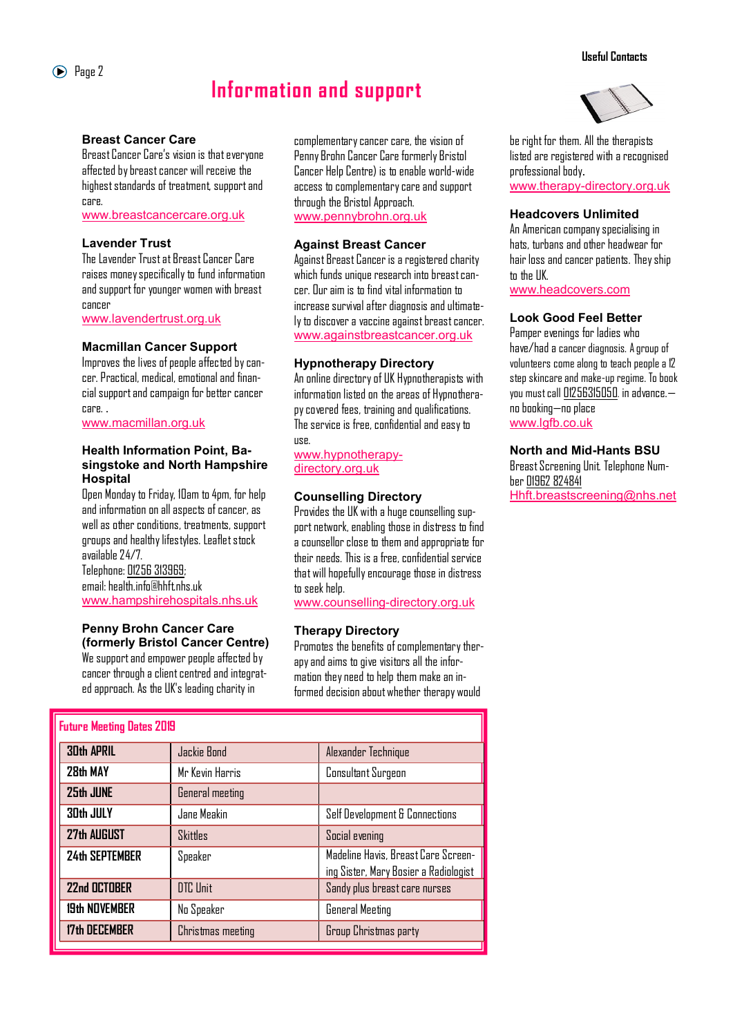# Information and support

Useful Contacts

### Breast Cancer Care

Breast Cancer Care's vision is that everyone affected by breast cancer will receive the highest standards of treatment, support and care.

www.breastcancercare.org.uk

### Lavender Trust

The Lavender Trust at Breast Cancer Care raises money specifically to fund information and support for younger women with breast cancer

www.lavendertrust.org.uk

### Macmillan Cancer Support

Improves the lives of people affected by cancer. Practical, medical, emotional and financial support and campaign for better cancer care. .

www.macmillan.org.uk

### Health Information Point, Basingstoke and North Hampshire Hospital

Open Monday to Friday, 10am to 4pm, for help and information on all aspects of cancer, as well as other conditions, treatments, support groups and healthy lifestyles. Leaflet stock available 24/7.

Telephone: 01256 313969;
email: health.info@hhft.nhs.uk
www.hampshirehospitals.nhs.uk

### Penny Brohn Cancer Care (formerly Bristol Cancer Centre)

We support and empower people affected by cancer through a client centred and integrated approach. As the UK's leading charity in complementary cancer care, the vision of Penny Brohn Cancer Care formerly Bristol Cancer Help Centre) is to enable world-wide access to complementary care and support through the Bristol Approach.

www.pennybrohn.org.uk

### Against Breast Cancer

Against Breast Cancer is a registered charity which funds unique research into breast cancer. Our aim is to find vital information to increase survival after diagnosis and ultimately to discover a vaccine against breast cancer.

www.againstbreastcancer.org.uk

### Hypnotherapy Directory

An online directory of UK Hypnotherapists with information listed on the areas of Hypnotherapy covered fees, training and qualifications. The service is free, confidential and easy to use.

www.hypnotherapy-directory.org.uk

### Counselling Directory

Provides the UK with a huge counselling support network, enabling those in distress to find a counsellor close to them and appropriate for their needs. This is a free, confidential service that will hopefully encourage those in distress to seek help.

www.counselling-directory.org.uk

### Therapy Directory

Promotes the benefits of complementary therapy and aims to give visitors all the information they need to help them make an informed decision about whether therapy would be right for them. All the therapists listed are registered with a recognised professional body.

www.therapy-directory.org.uk

### Headcovers Unlimited

An American company specialising in hats, turbans and other headwear for hair loss and cancer patients. They ship to the UK.

www.headcovers.com

### Look Good Feel Better

Pamper evenings for ladies who have/had a cancer diagnosis. A group of volunteers come along to teach people a 12 step skincare and make-up regime. To book you must call 01256315050. in advance.—no booking—no place

www.lgfb.co.uk

### North and Mid-Hants BSU

Breast Screening Unit. Telephone Number 01962 824841

Hhft.breastscreening@nhs.net

**Future Meeting Dates 2019**

| | | |
|---|---|---|
| 30th APRIL | Jackie Bond | Alexander Technique |
| 28th MAY | Mr Kevin Harris | Consultant Surgeon |
| 25th JUNE | General meeting | |
| 30th JULY | Jane Meakin | Self Development & Connections |
| 27th AUGUST | Skittles | Social evening |
| 24th SEPTEMBER | Speaker | Madeline Havis, Breast Care Screening Sister, Mary Bosier a Radiologist |
| 22nd OCTOBER | DTC Unit | Sandy plus breast care nurses |
| 19th NOVEMBER | No Speaker | General Meeting |
| 17th DECEMBER | Christmas meeting | Group Christmas party |